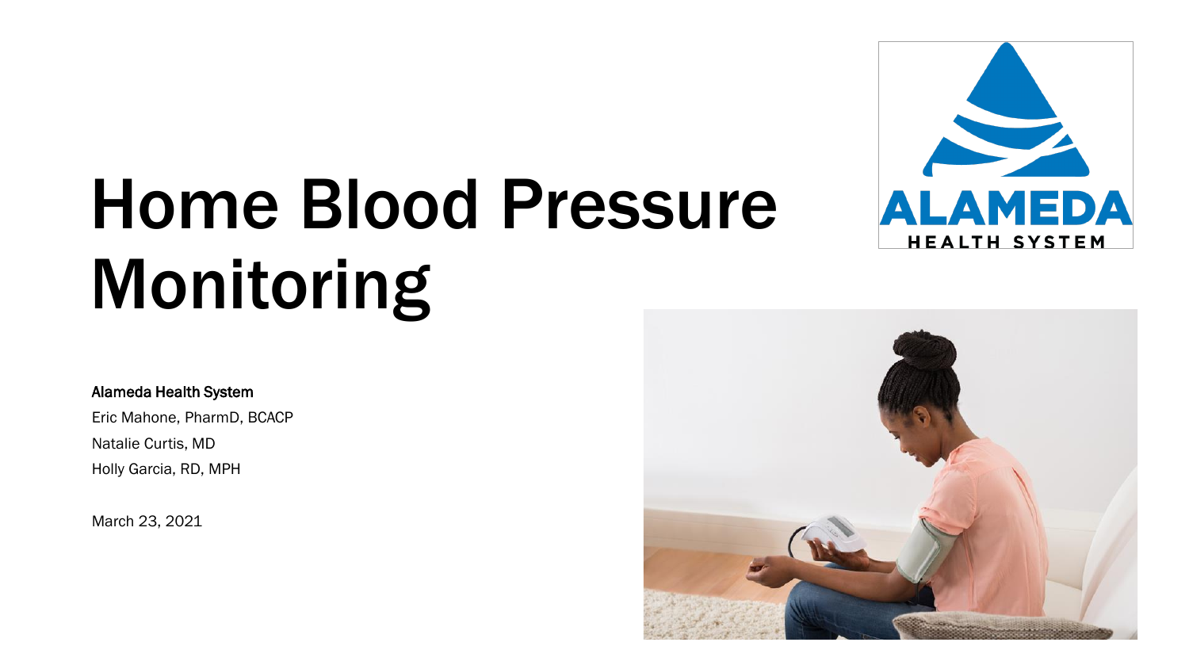# Home Blood Pressure Monitoring

**Alameda Health System**

Eric Mahone, PharmD, BCACP

Natalie Curtis, MD

Holly Garcia, RD, MPH

March 23, 2021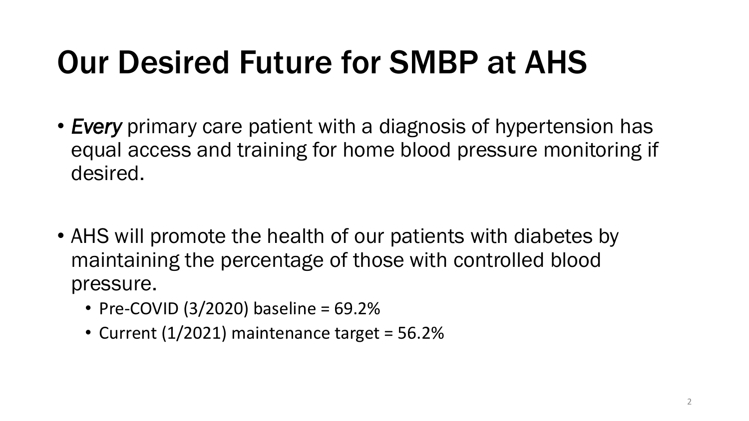# Our Desired Future for SMBP at AHS

- *Every* primary care patient with a diagnosis of hypertension has equal access and training for home blood pressure monitoring if desired.

- AHS will promote the health of our patients with diabetes by maintaining the percentage of those with controlled blood pressure.
  - Pre-COVID (3/2020) baseline = 69.2%
  - Current (1/2021) maintenance target = 56.2%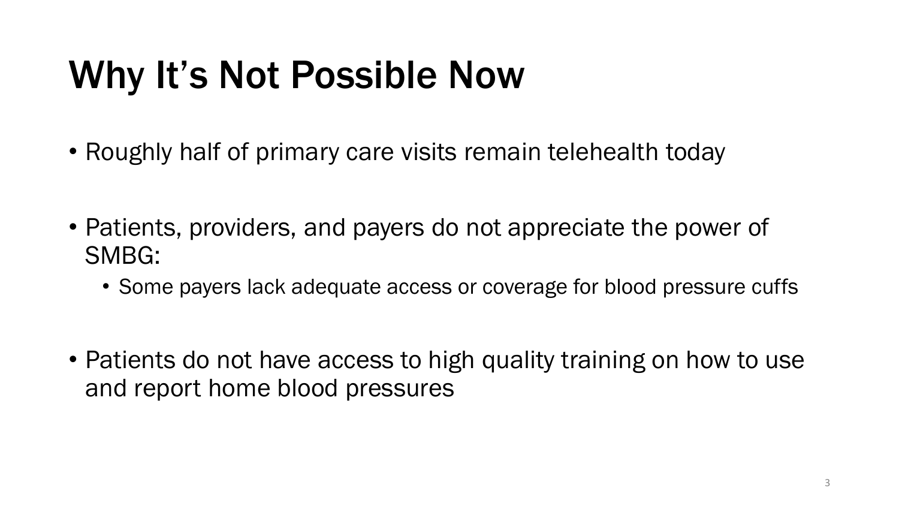# Why It's Not Possible Now

- Roughly half of primary care visits remain telehealth today
- Patients, providers, and payers do not appreciate the power of SMBG:
  - Some payers lack adequate access or coverage for blood pressure cuffs
- Patients do not have access to high quality training on how to use and report home blood pressures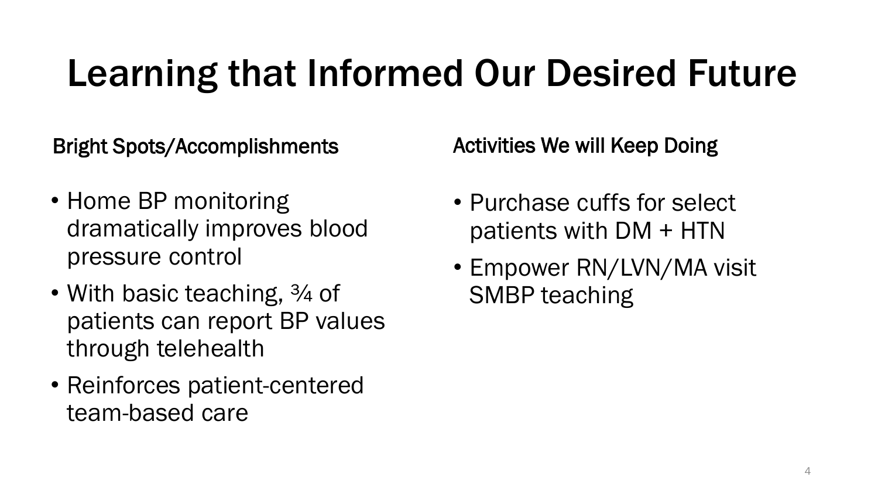# Learning that Informed Our Desired Future

## Bright Spots/Accomplishments

- Home BP monitoring dramatically improves blood pressure control
- With basic teaching, ¾ of patients can report BP values through telehealth
- Reinforces patient-centered team-based care

## Activities We will Keep Doing

- Purchase cuffs for select patients with DM + HTN
- Empower RN/LVN/MA visit SMBP teaching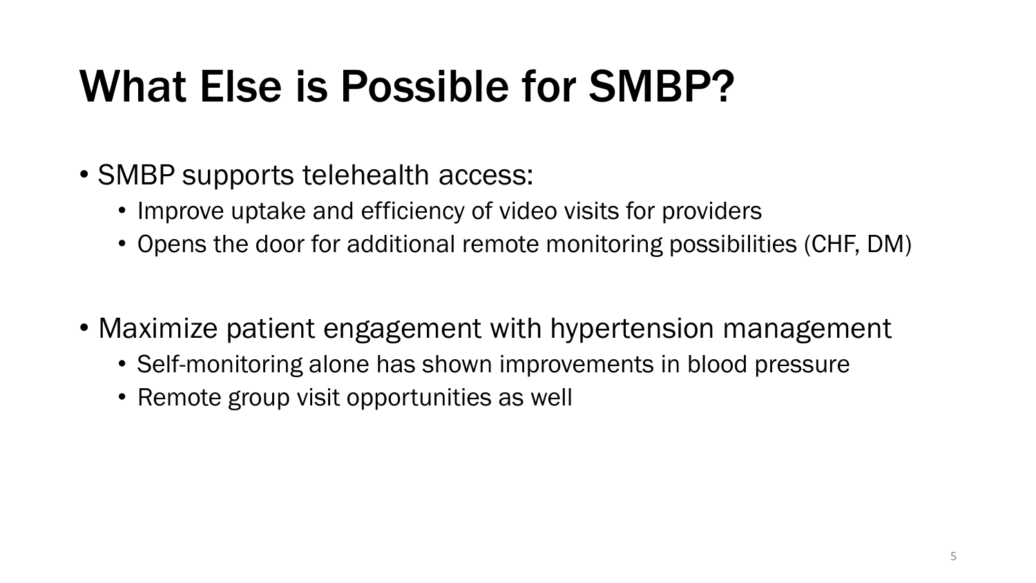# What Else is Possible for SMBP?

- SMBP supports telehealth access:
  - Improve uptake and efficiency of video visits for providers
  - Opens the door for additional remote monitoring possibilities (CHF, DM)

- Maximize patient engagement with hypertension management
  - Self-monitoring alone has shown improvements in blood pressure
  - Remote group visit opportunities as well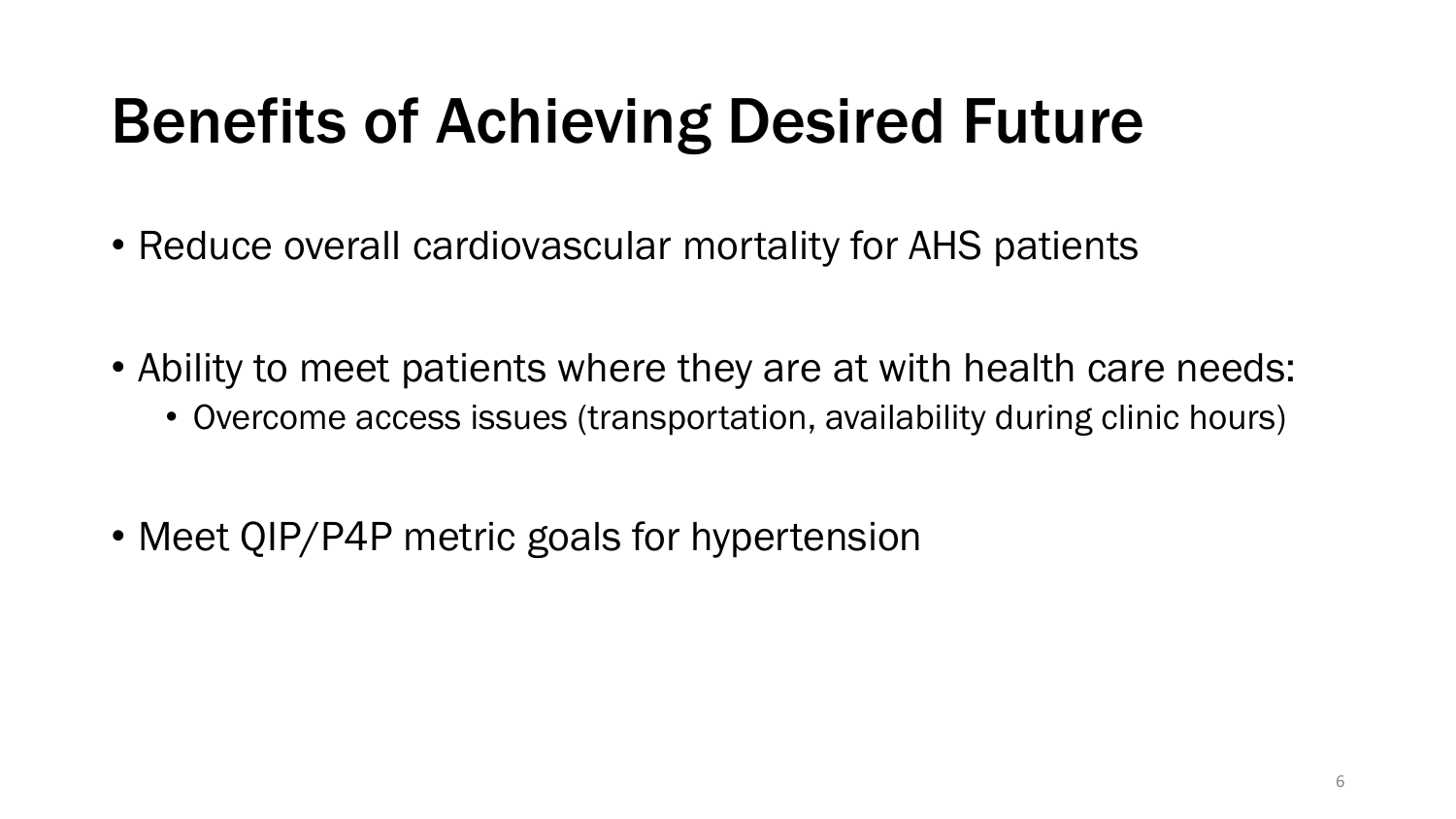# Benefits of Achieving Desired Future

- Reduce overall cardiovascular mortality for AHS patients

- Ability to meet patients where they are at with health care needs:
  - Overcome access issues (transportation, availability during clinic hours)

- Meet QIP/P4P metric goals for hypertension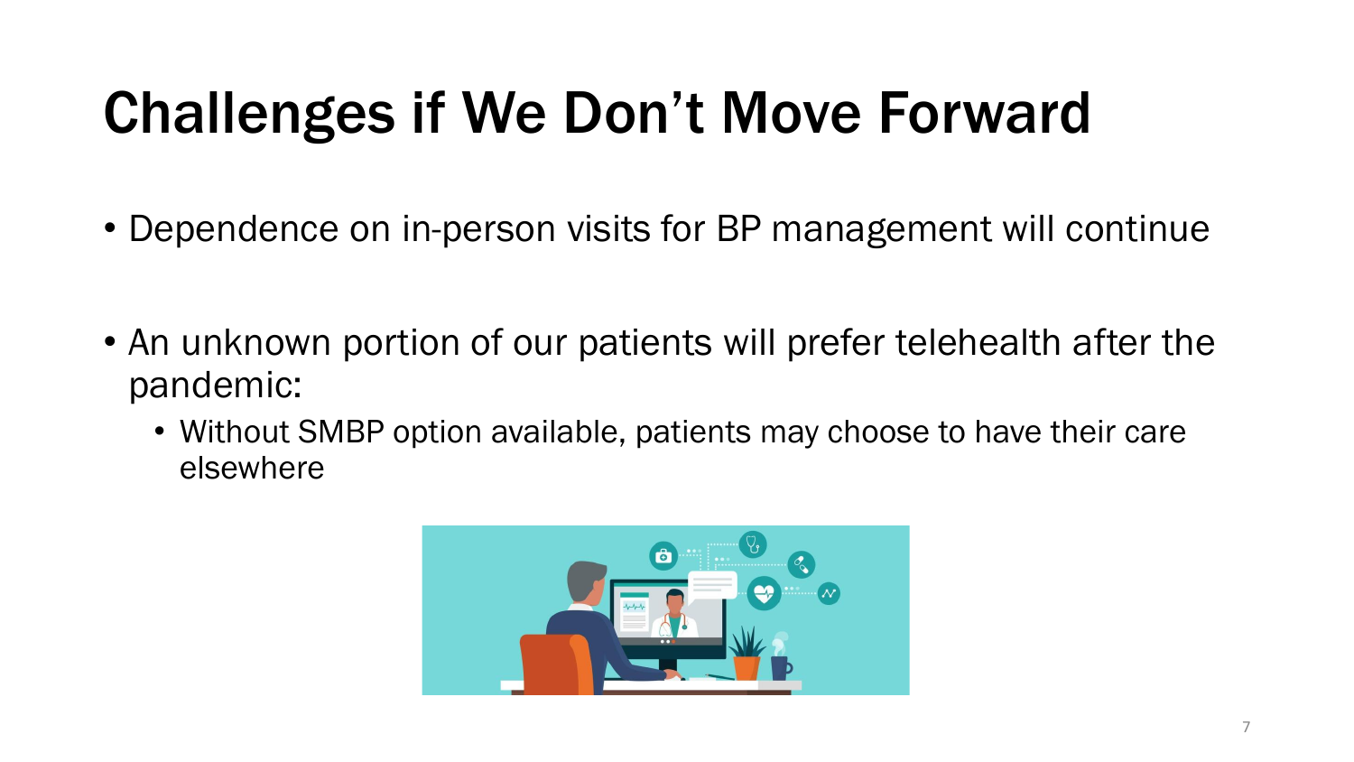# Challenges if We Don't Move Forward

- Dependence on in-person visits for BP management will continue
- An unknown portion of our patients will prefer telehealth after the pandemic:
  - Without SMBP option available, patients may choose to have their care elsewhere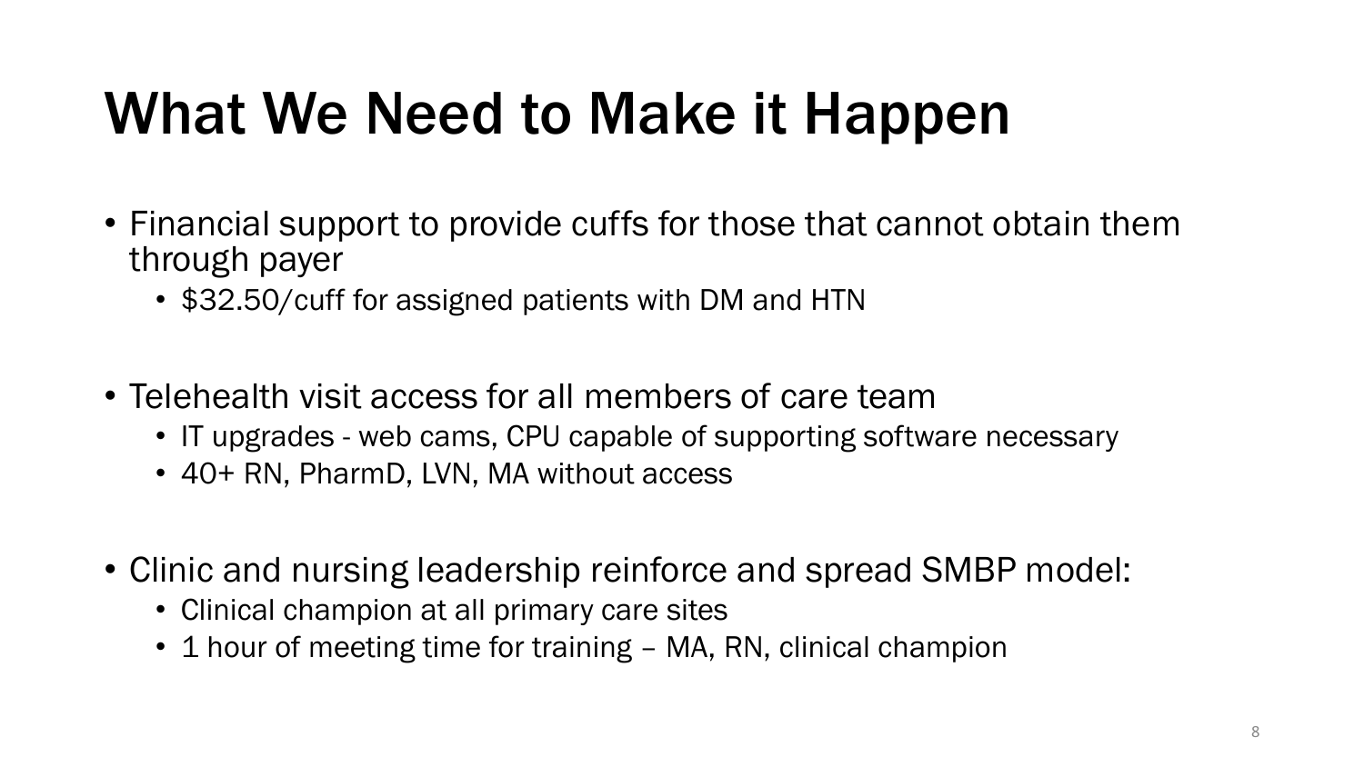# What We Need to Make it Happen

- Financial support to provide cuffs for those that cannot obtain them through payer
  - $32.50/cuff for assigned patients with DM and HTN

- Telehealth visit access for all members of care team
  - IT upgrades - web cams, CPU capable of supporting software necessary
  - 40+ RN, PharmD, LVN, MA without access

- Clinic and nursing leadership reinforce and spread SMBP model:
  - Clinical champion at all primary care sites
  - 1 hour of meeting time for training – MA, RN, clinical champion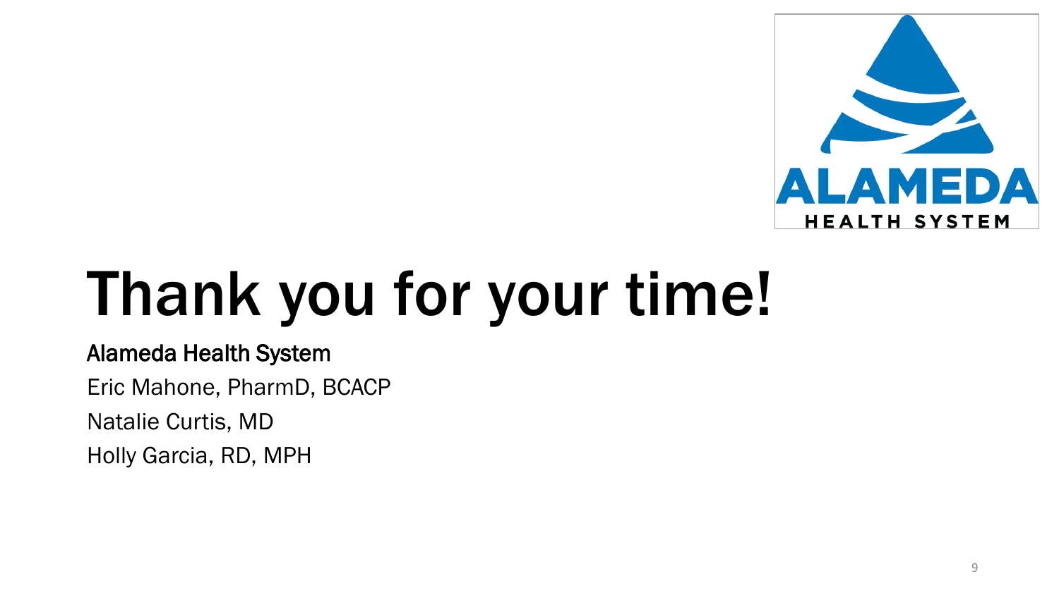# Thank you for your time!

**Alameda Health System**

Eric Mahone, PharmD, BCACP

Natalie Curtis, MD

Holly Garcia, RD, MPH